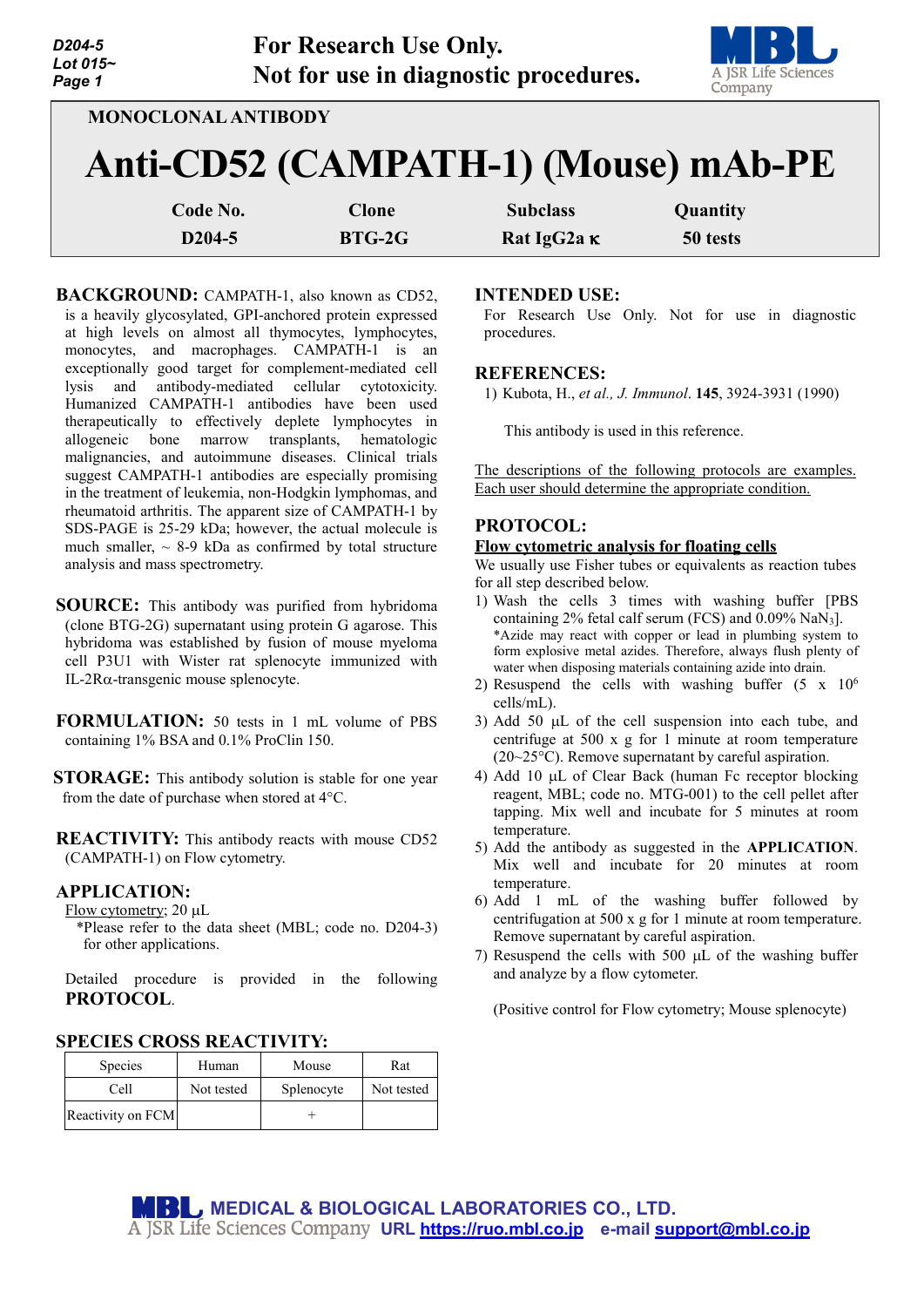For Research Use Only.
Not for use in diagnostic procedures.

MONOCLONAL ANTIBODY

# Anti-CD52 (CAMPATH-1) (Mouse) mAb-PE

| Code No. | Clone | Subclass | Quantity |
|---|---|---|---|
| D204-5 | BTG-2G | Rat IgG2a κ | 50 tests |

**BACKGROUND:** CAMPATH-1, also known as CD52, is a heavily glycosylated, GPI-anchored protein expressed at high levels on almost all thymocytes, lymphocytes, monocytes, and macrophages. CAMPATH-1 is an exceptionally good target for complement-mediated cell lysis and antibody-mediated cellular cytotoxicity. Humanized CAMPATH-1 antibodies have been used therapeutically to effectively deplete lymphocytes in allogeneic bone marrow transplants, hematologic malignancies, and autoimmune diseases. Clinical trials suggest CAMPATH-1 antibodies are especially promising in the treatment of leukemia, non-Hodgkin lymphomas, and rheumatoid arthritis. The apparent size of CAMPATH-1 by SDS-PAGE is 25-29 kDa; however, the actual molecule is much smaller, ~ 8-9 kDa as confirmed by total structure analysis and mass spectrometry.

**SOURCE:** This antibody was purified from hybridoma (clone BTG-2G) supernatant using protein G agarose. This hybridoma was established by fusion of mouse myeloma cell P3U1 with Wister rat splenocyte immunized with IL-2Rα-transgenic mouse splenocyte.

**FORMULATION:** 50 tests in 1 mL volume of PBS containing 1% BSA and 0.1% ProClin 150.

**STORAGE:** This antibody solution is stable for one year from the date of purchase when stored at 4°C.

**REACTIVITY:** This antibody reacts with mouse CD52 (CAMPATH-1) on Flow cytometry.

**APPLICATION:**

Flow cytometry; 20 µL

*Please refer to the data sheet (MBL; code no. D204-3) for other applications.

Detailed procedure is provided in the following **PROTOCOL**.

**SPECIES CROSS REACTIVITY:**

| Species | Human | Mouse | Rat |
|---|---|---|---|
| Cell | Not tested | Splenocyte | Not tested |
| Reactivity on FCM | | + | |

**INTENDED USE:**

For Research Use Only. Not for use in diagnostic procedures.

**REFERENCES:**

1) Kubota, H., *et al., J. Immunol*. **145**, 3924-3931 (1990)

This antibody is used in this reference.

The descriptions of the following protocols are examples. Each user should determine the appropriate condition.

**PROTOCOL:**

**Flow cytometric analysis for floating cells**

We usually use Fisher tubes or equivalents as reaction tubes for all step described below.

1) Wash the cells 3 times with washing buffer [PBS containing 2% fetal calf serum (FCS) and 0.09% $NaN_3$].
   *Azide may react with copper or lead in plumbing system to form explosive metal azides. Therefore, always flush plenty of water when disposing materials containing azide into drain.
2) Resuspend the cells with washing buffer ($5 \times 10^6$ cells/mL).
3) Add 50 µL of the cell suspension into each tube, and centrifuge at 500 x g for 1 minute at room temperature (20~25°C). Remove supernatant by careful aspiration.
4) Add 10 µL of Clear Back (human Fc receptor blocking reagent, MBL; code no. MTG-001) to the cell pellet after tapping. Mix well and incubate for 5 minutes at room temperature.
5) Add the antibody as suggested in the **APPLICATION**. Mix well and incubate for 20 minutes at room temperature.
6) Add 1 mL of the washing buffer followed by centrifugation at 500 x g for 1 minute at room temperature. Remove supernatant by careful aspiration.
7) Resuspend the cells with 500 µL of the washing buffer and analyze by a flow cytometer.

(Positive control for Flow cytometry; Mouse splenocyte)

MEDICAL & BIOLOGICAL LABORATORIES CO., LTD.
A JSR Life Sciences Company URL https://ruo.mbl.co.jp e-mail support@mbl.co.jp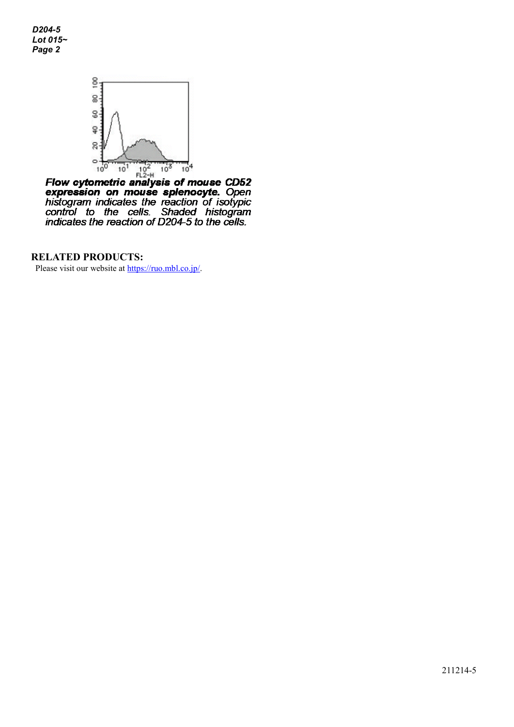0 20 40 60 80 100

10^0 10^1 10^2 10^3 10^4

FL2-H

***Flow cytometric analysis of mouse CD52 expression on mouse splenocyte.*** *Open histogram indicates the reaction of isotypic control to the cells. Shaded histogram indicates the reaction of D204-5 to the cells.*

## RELATED PRODUCTS:

Please visit our website at https://ruo.mbl.co.jp/.